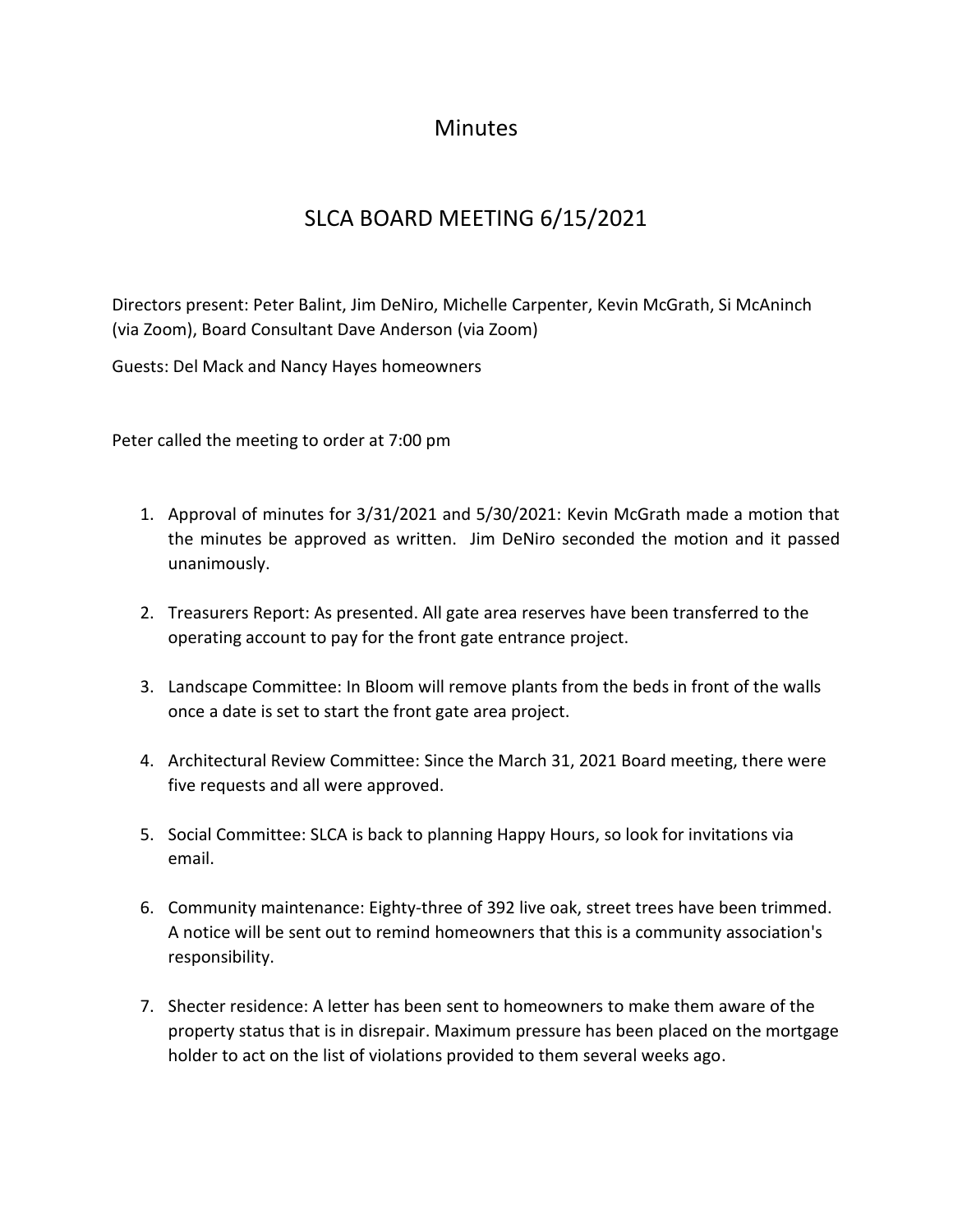# Minutes

## SLCA BOARD MEETING 6/15/2021

Directors present: Peter Balint, Jim DeNiro, Michelle Carpenter, Kevin McGrath, Si McAninch (via Zoom), Board Consultant Dave Anderson (via Zoom)

Guests: Del Mack and Nancy Hayes homeowners

Peter called the meeting to order at 7:00 pm

1. Approval of minutes for 3/31/2021 and 5/30/2021: Kevin McGrath made a motion that the minutes be approved as written. Jim DeNiro seconded the motion and it passed unanimously.

2. Treasurers Report: As presented. All gate area reserves have been transferred to the operating account to pay for the front gate entrance project.

3. Landscape Committee: In Bloom will remove plants from the beds in front of the walls once a date is set to start the front gate area project.

4. Architectural Review Committee: Since the March 31, 2021 Board meeting, there were five requests and all were approved.

5. Social Committee: SLCA is back to planning Happy Hours, so look for invitations via email.

6. Community maintenance: Eighty-three of 392 live oak, street trees have been trimmed. A notice will be sent out to remind homeowners that this is a community association's responsibility.

7. Shecter residence: A letter has been sent to homeowners to make them aware of the property status that is in disrepair. Maximum pressure has been placed on the mortgage holder to act on the list of violations provided to them several weeks ago.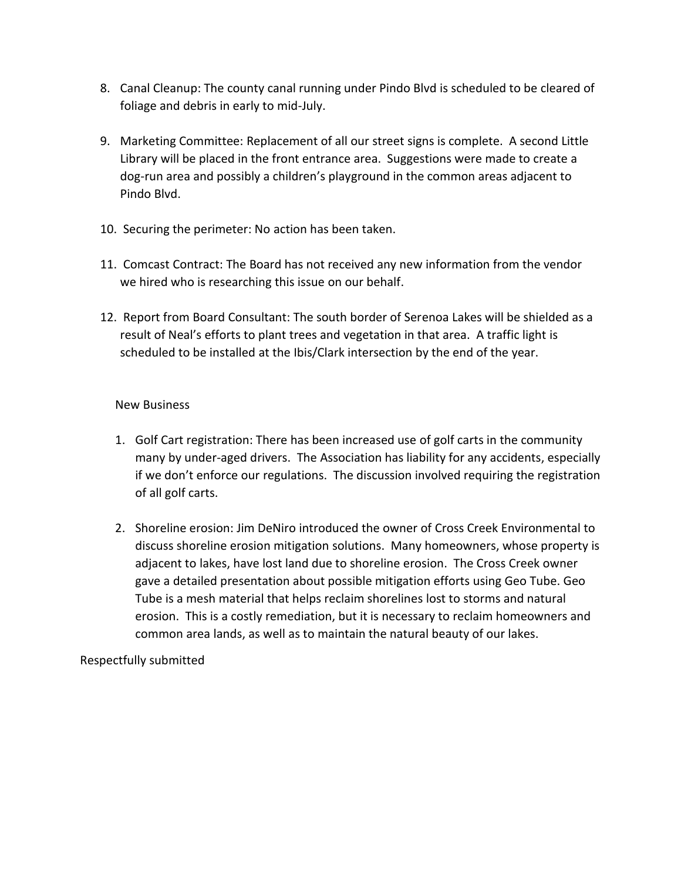8. Canal Cleanup: The county canal running under Pindo Blvd is scheduled to be cleared of foliage and debris in early to mid-July.

9. Marketing Committee: Replacement of all our street signs is complete. A second Little Library will be placed in the front entrance area. Suggestions were made to create a dog-run area and possibly a children's playground in the common areas adjacent to Pindo Blvd.

10. Securing the perimeter: No action has been taken.

11. Comcast Contract: The Board has not received any new information from the vendor we hired who is researching this issue on our behalf.

12. Report from Board Consultant: The south border of Serenoa Lakes will be shielded as a result of Neal's efforts to plant trees and vegetation in that area. A traffic light is scheduled to be installed at the Ibis/Clark intersection by the end of the year.

New Business

1. Golf Cart registration: There has been increased use of golf carts in the community many by under-aged drivers. The Association has liability for any accidents, especially if we don't enforce our regulations. The discussion involved requiring the registration of all golf carts.

2. Shoreline erosion: Jim DeNiro introduced the owner of Cross Creek Environmental to discuss shoreline erosion mitigation solutions. Many homeowners, whose property is adjacent to lakes, have lost land due to shoreline erosion. The Cross Creek owner gave a detailed presentation about possible mitigation efforts using Geo Tube. Geo Tube is a mesh material that helps reclaim shorelines lost to storms and natural erosion. This is a costly remediation, but it is necessary to reclaim homeowners and common area lands, as well as to maintain the natural beauty of our lakes.

Respectfully submitted